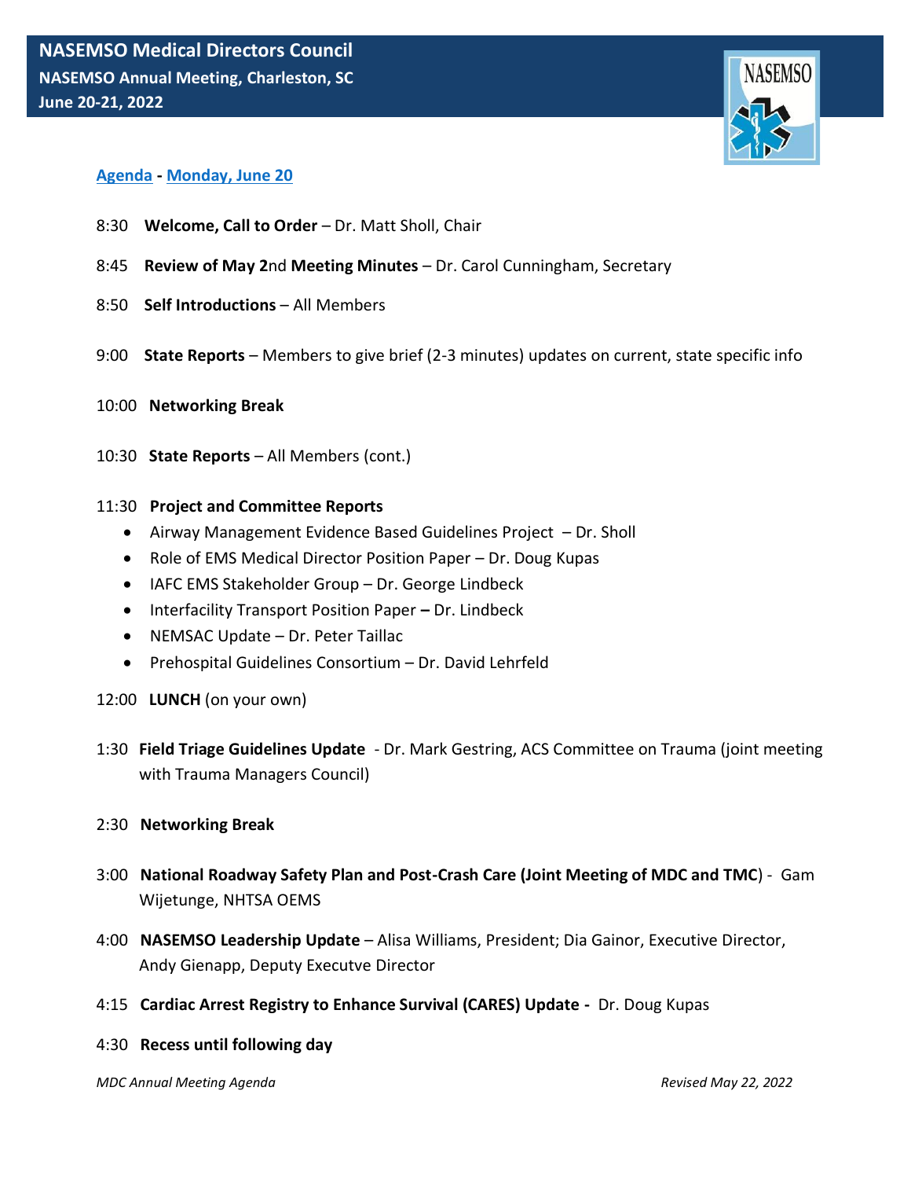# NASEMSO Medical Directors Council

**NASEMSO Annual Meeting, Charleston, SC**

**June 20-21, 2022**

## Agenda - Monday, June 20

8:30 **Welcome, Call to Order** – Dr. Matt Sholl, Chair

8:45 **Review of May 2**nd **Meeting Minutes** – Dr. Carol Cunningham, Secretary

8:50 **Self Introductions** – All Members

9:00 **State Reports** – Members to give brief (2-3 minutes) updates on current, state specific info

10:00 **Networking Break**

10:30 **State Reports** – All Members (cont.)

11:30 **Project and Committee Reports**

- Airway Management Evidence Based Guidelines Project – Dr. Sholl
- Role of EMS Medical Director Position Paper – Dr. Doug Kupas
- IAFC EMS Stakeholder Group – Dr. George Lindbeck
- Interfacility Transport Position Paper **–** Dr. Lindbeck
- NEMSAC Update – Dr. Peter Taillac
- Prehospital Guidelines Consortium – Dr. David Lehrfeld

12:00 **LUNCH** (on your own)

1:30 **Field Triage Guidelines Update** - Dr. Mark Gestring, ACS Committee on Trauma (joint meeting with Trauma Managers Council)

2:30 **Networking Break**

3:00 **National Roadway Safety Plan and Post-Crash Care (Joint Meeting of MDC and TMC**) - Gam Wijetunge, NHTSA OEMS

4:00 **NASEMSO Leadership Update** – Alisa Williams, President; Dia Gainor, Executive Director, Andy Gienapp, Deputy Executve Director

4:15 **Cardiac Arrest Registry to Enhance Survival (CARES) Update -** Dr. Doug Kupas

4:30 **Recess until following day**

*MDC Annual Meeting Agenda* *Revised May 22, 2022*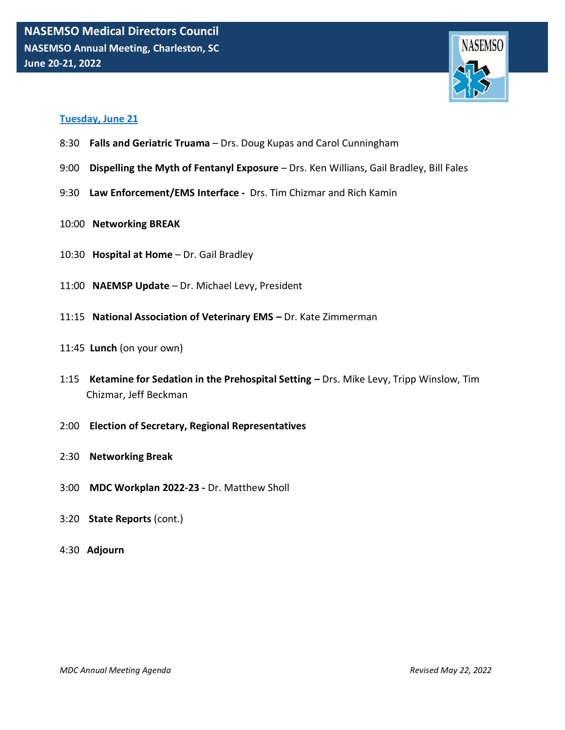# NASEMSO Medical Directors Council

**NASEMSO Annual Meeting, Charleston, SC**

**June 20-21, 2022**

## Tuesday, June 21

8:30 **Falls and Geriatric Truama** – Drs. Doug Kupas and Carol Cunningham

9:00 **Dispelling the Myth of Fentanyl Exposure** – Drs. Ken Willians, Gail Bradley, Bill Fales

9:30 **Law Enforcement/EMS Interface -** Drs. Tim Chizmar and Rich Kamin

10:00 **Networking BREAK**

10:30 **Hospital at Home** – Dr. Gail Bradley

11:00 **NAEMSP Update** – Dr. Michael Levy, President

11:15 **National Association of Veterinary EMS –** Dr. Kate Zimmerman

11:45 **Lunch** (on your own)

1:15 **Ketamine for Sedation in the Prehospital Setting –** Drs. Mike Levy, Tripp Winslow, Tim Chizmar, Jeff Beckman

2:00 **Election of Secretary, Regional Representatives**

2:30 **Networking Break**

3:00 **MDC Workplan 2022-23 -** Dr. Matthew Sholl

3:20 **State Reports** (cont.)

4:30 **Adjourn**

*MDC Annual Meeting Agenda* *Revised May 22, 2022*